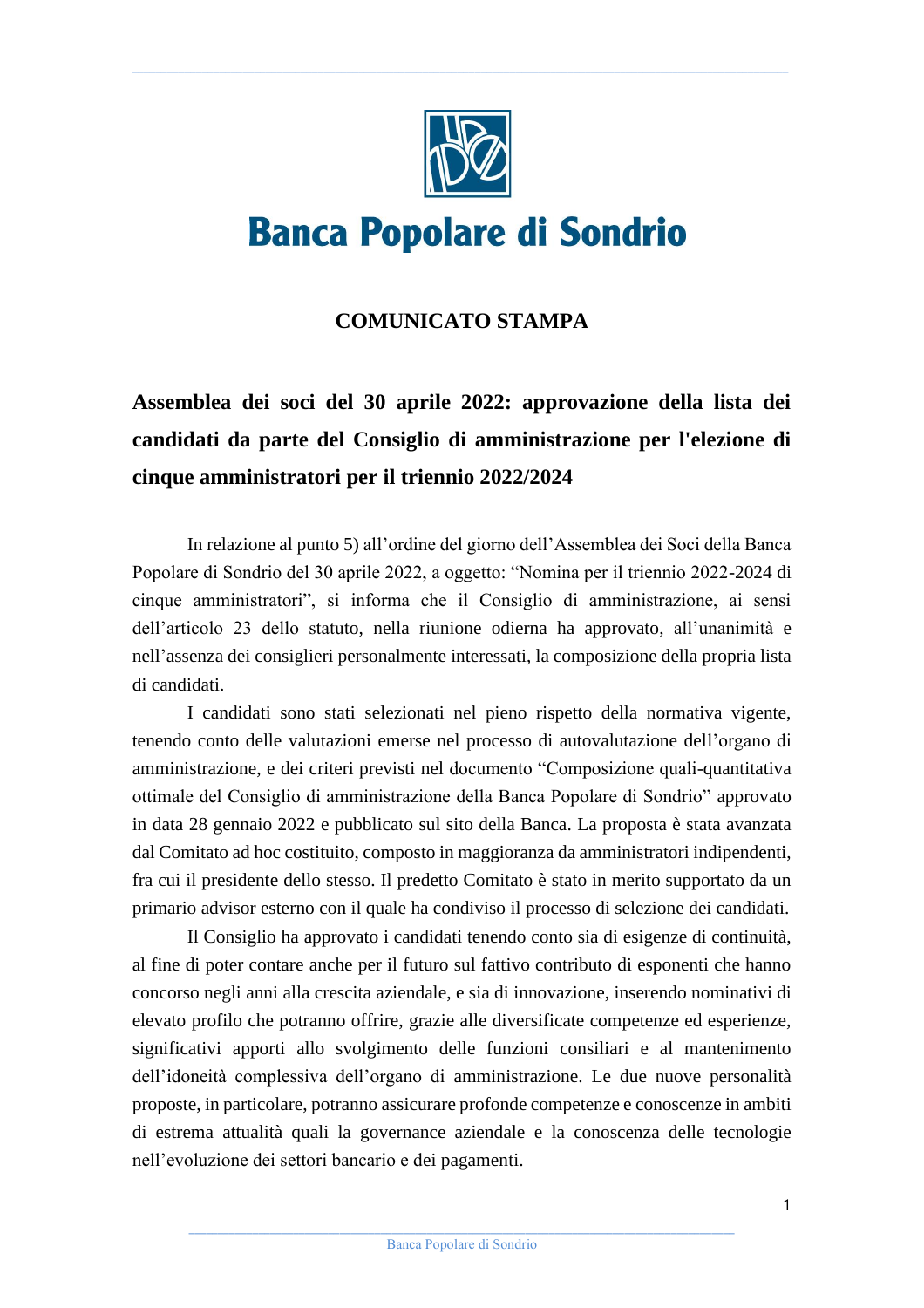# Banca Popolare di Sondrio

## COMUNICATO STAMPA

### Assemblea dei soci del 30 aprile 2022: approvazione della lista dei candidati da parte del Consiglio di amministrazione per l'elezione di cinque amministratori per il triennio 2022/2024

In relazione al punto 5) all'ordine del giorno dell'Assemblea dei Soci della Banca Popolare di Sondrio del 30 aprile 2022, a oggetto: "Nomina per il triennio 2022-2024 di cinque amministratori", si informa che il Consiglio di amministrazione, ai sensi dell'articolo 23 dello statuto, nella riunione odierna ha approvato, all'unanimità e nell'assenza dei consiglieri personalmente interessati, la composizione della propria lista di candidati.

I candidati sono stati selezionati nel pieno rispetto della normativa vigente, tenendo conto delle valutazioni emerse nel processo di autovalutazione dell'organo di amministrazione, e dei criteri previsti nel documento "Composizione quali-quantitativa ottimale del Consiglio di amministrazione della Banca Popolare di Sondrio" approvato in data 28 gennaio 2022 e pubblicato sul sito della Banca. La proposta è stata avanzata dal Comitato ad hoc costituito, composto in maggioranza da amministratori indipendenti, fra cui il presidente dello stesso. Il predetto Comitato è stato in merito supportato da un primario advisor esterno con il quale ha condiviso il processo di selezione dei candidati.

Il Consiglio ha approvato i candidati tenendo conto sia di esigenze di continuità, al fine di poter contare anche per il futuro sul fattivo contributo di esponenti che hanno concorso negli anni alla crescita aziendale, e sia di innovazione, inserendo nominativi di elevato profilo che potranno offrire, grazie alle diversificate competenze ed esperienze, significativi apporti allo svolgimento delle funzioni consiliari e al mantenimento dell'idoneità complessiva dell'organo di amministrazione. Le due nuove personalità proposte, in particolare, potranno assicurare profonde competenze e conoscenze in ambiti di estrema attualità quali la governance aziendale e la conoscenza delle tecnologie nell'evoluzione dei settori bancario e dei pagamenti.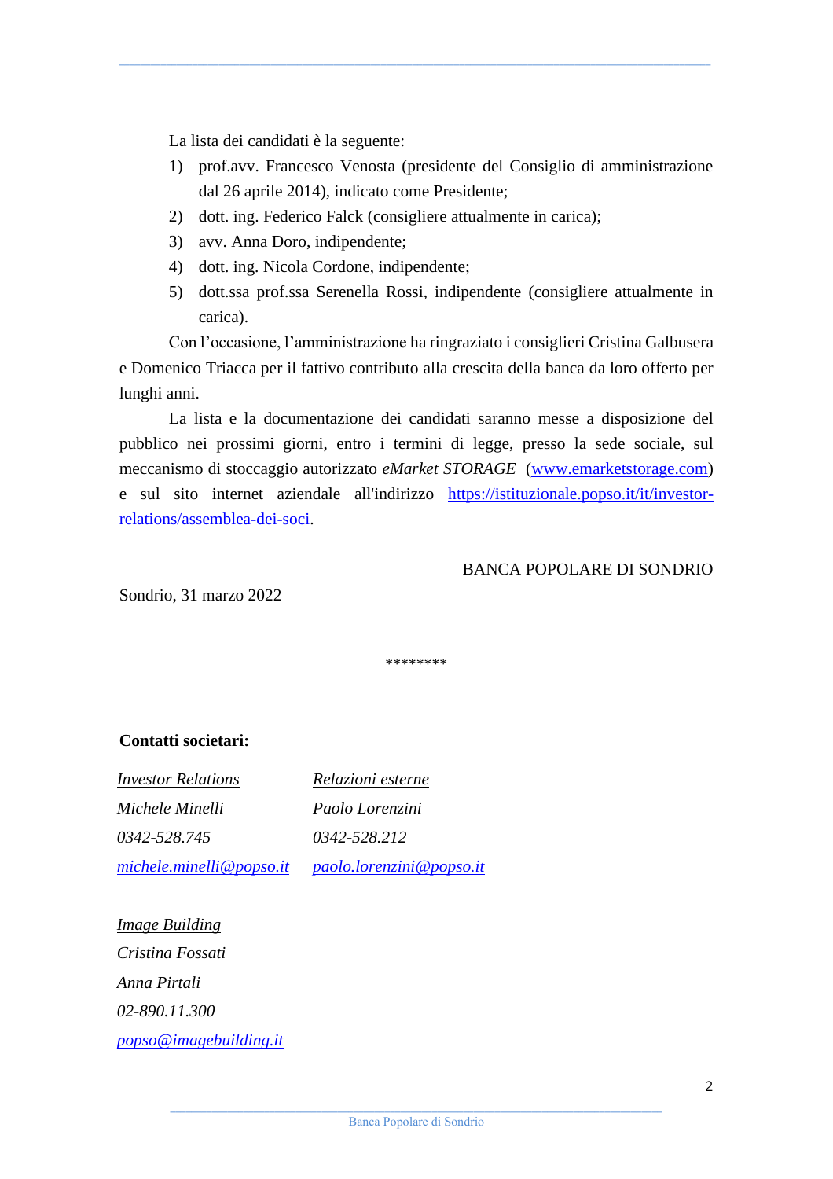La lista dei candidati è la seguente:

1) prof.avv. Francesco Venosta (presidente del Consiglio di amministrazione dal 26 aprile 2014), indicato come Presidente;
2) dott. ing. Federico Falck (consigliere attualmente in carica);
3) avv. Anna Doro, indipendente;
4) dott. ing. Nicola Cordone, indipendente;
5) dott.ssa prof.ssa Serenella Rossi, indipendente (consigliere attualmente in carica).

Con l'occasione, l'amministrazione ha ringraziato i consiglieri Cristina Galbusera e Domenico Triacca per il fattivo contributo alla crescita della banca da loro offerto per lunghi anni.

La lista e la documentazione dei candidati saranno messe a disposizione del pubblico nei prossimi giorni, entro i termini di legge, presso la sede sociale, sul meccanismo di stoccaggio autorizzato *eMarket STORAGE* ([www.emarketstorage.com](http://www.emarketstorage.com)) e sul sito internet aziendale all'indirizzo [https://istituzionale.popso.it/it/investor-relations/assemblea-dei-soci](https://istituzionale.popso.it/it/investor-relations/assemblea-dei-soci).

BANCA POPOLARE DI SONDRIO

Sondrio, 31 marzo 2022

\*\*\*\*\*\*\*\*

**Contatti societari:**

*Investor Relations*
*Michele Minelli*
*0342-528.745*
*michele.minelli@popso.it*

*Relazioni esterne*
*Paolo Lorenzini*
*0342-528.212*
*paolo.lorenzini@popso.it*

*Image Building*
*Cristina Fossati*
*Anna Pirtali*
*02-890.11.300*
*popso@imagebuilding.it*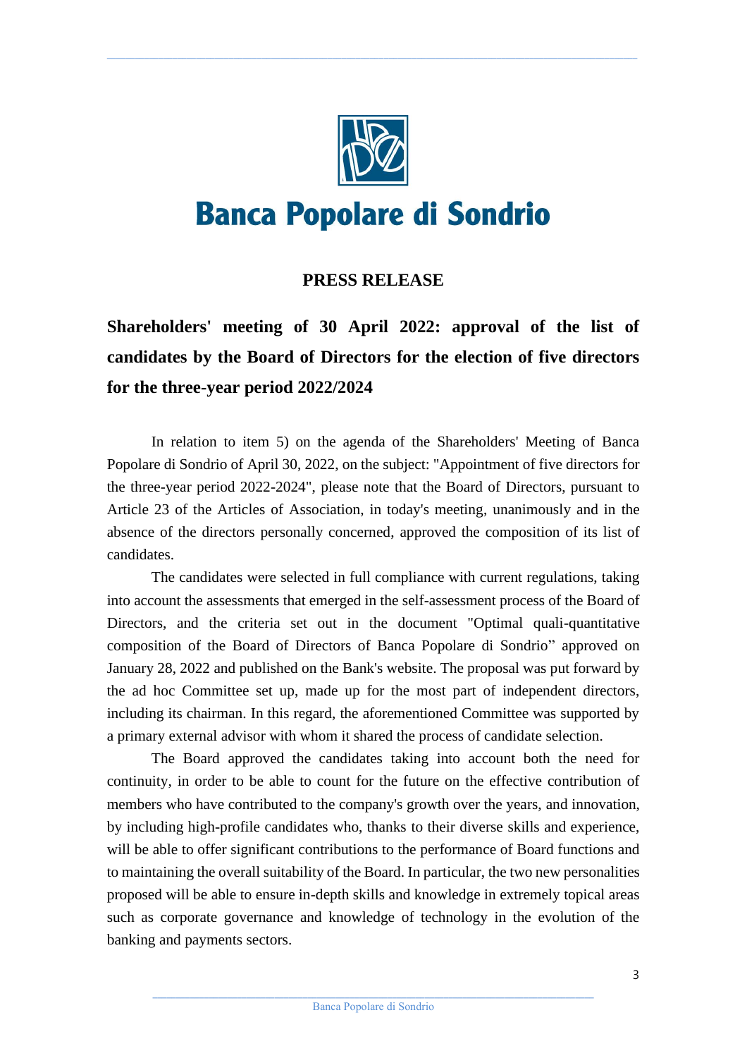# Banca Popolare di Sondrio

## PRESS RELEASE

**Shareholders' meeting of 30 April 2022: approval of the list of candidates by the Board of Directors for the election of five directors for the three-year period 2022/2024**

In relation to item 5) on the agenda of the Shareholders' Meeting of Banca Popolare di Sondrio of April 30, 2022, on the subject: "Appointment of five directors for the three-year period 2022-2024", please note that the Board of Directors, pursuant to Article 23 of the Articles of Association, in today's meeting, unanimously and in the absence of the directors personally concerned, approved the composition of its list of candidates.

The candidates were selected in full compliance with current regulations, taking into account the assessments that emerged in the self-assessment process of the Board of Directors, and the criteria set out in the document "Optimal quali-quantitative composition of the Board of Directors of Banca Popolare di Sondrio" approved on January 28, 2022 and published on the Bank's website. The proposal was put forward by the ad hoc Committee set up, made up for the most part of independent directors, including its chairman. In this regard, the aforementioned Committee was supported by a primary external advisor with whom it shared the process of candidate selection.

The Board approved the candidates taking into account both the need for continuity, in order to be able to count for the future on the effective contribution of members who have contributed to the company's growth over the years, and innovation, by including high-profile candidates who, thanks to their diverse skills and experience, will be able to offer significant contributions to the performance of Board functions and to maintaining the overall suitability of the Board. In particular, the two new personalities proposed will be able to ensure in-depth skills and knowledge in extremely topical areas such as corporate governance and knowledge of technology in the evolution of the banking and payments sectors.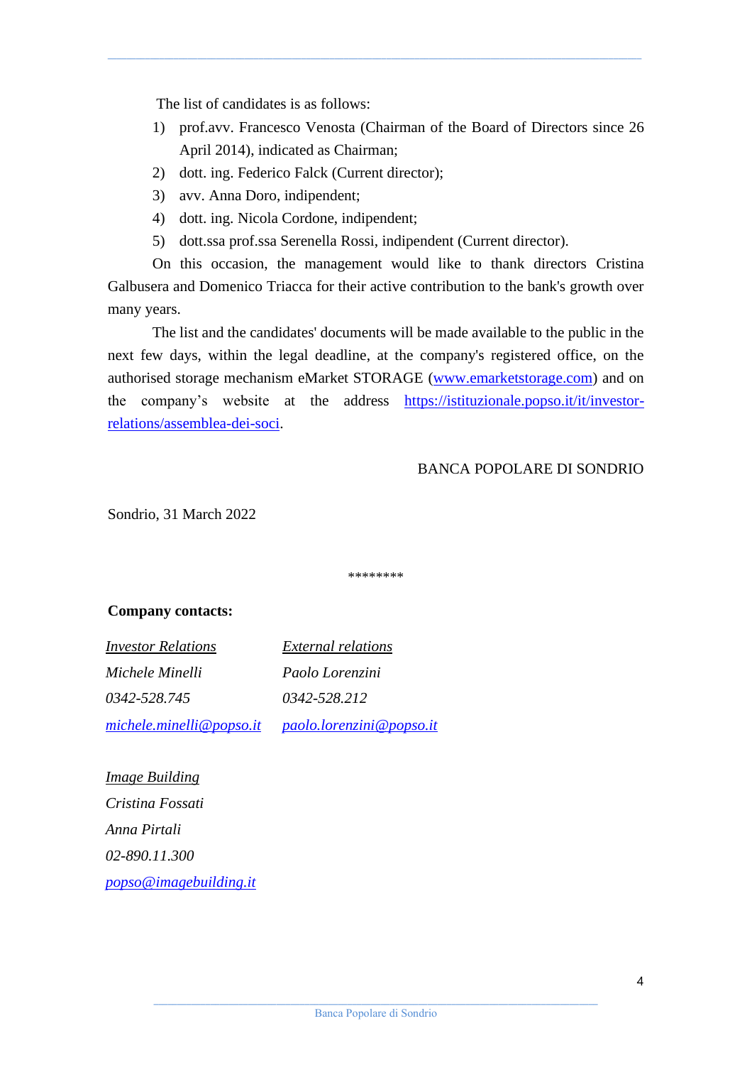The list of candidates is as follows:

1) prof.avv. Francesco Venosta (Chairman of the Board of Directors since 26 April 2014), indicated as Chairman;
2) dott. ing. Federico Falck (Current director);
3) avv. Anna Doro, indipendent;
4) dott. ing. Nicola Cordone, indipendent;
5) dott.ssa prof.ssa Serenella Rossi, indipendent (Current director).

On this occasion, the management would like to thank directors Cristina Galbusera and Domenico Triacca for their active contribution to the bank's growth over many years.

The list and the candidates' documents will be made available to the public in the next few days, within the legal deadline, at the company's registered office, on the authorised storage mechanism eMarket STORAGE (www.emarketstorage.com) and on the company's website at the address https://istituzionale.popso.it/it/investor-relations/assemblea-dei-soci.

BANCA POPOLARE DI SONDRIO

Sondrio, 31 March 2022

********

**Company contacts:**

| *Investor Relations* | *External relations* |
|---|---|
| *Michele Minelli* | *Paolo Lorenzini* |
| *0342-528.745* | *0342-528.212* |
| *michele.minelli@popso.it* | *paolo.lorenzini@popso.it* |

*Image Building*
*Cristina Fossati*
*Anna Pirtali*
*02-890.11.300*
*popso@imagebuilding.it*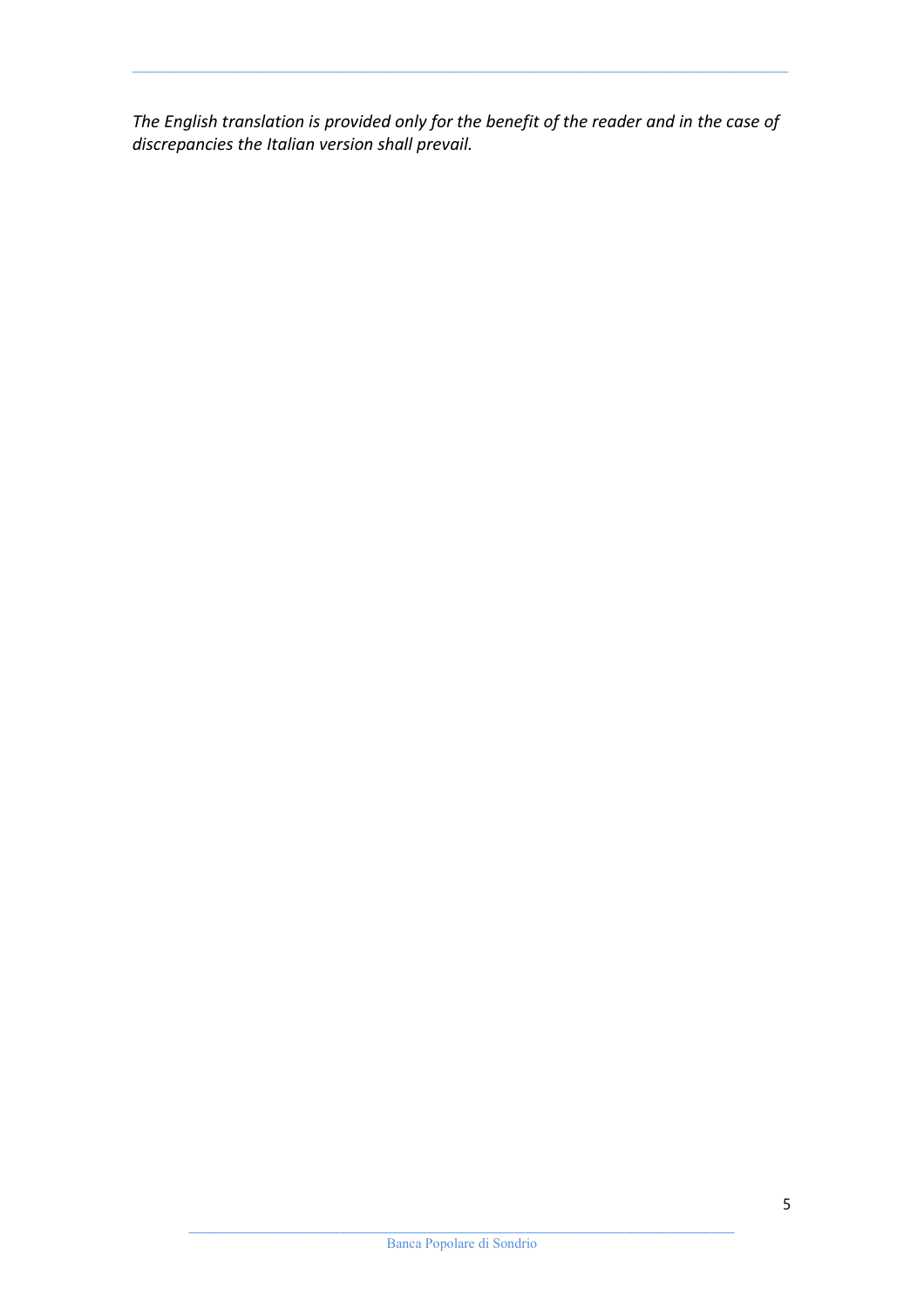*The English translation is provided only for the benefit of the reader and in the case of discrepancies the Italian version shall prevail.*